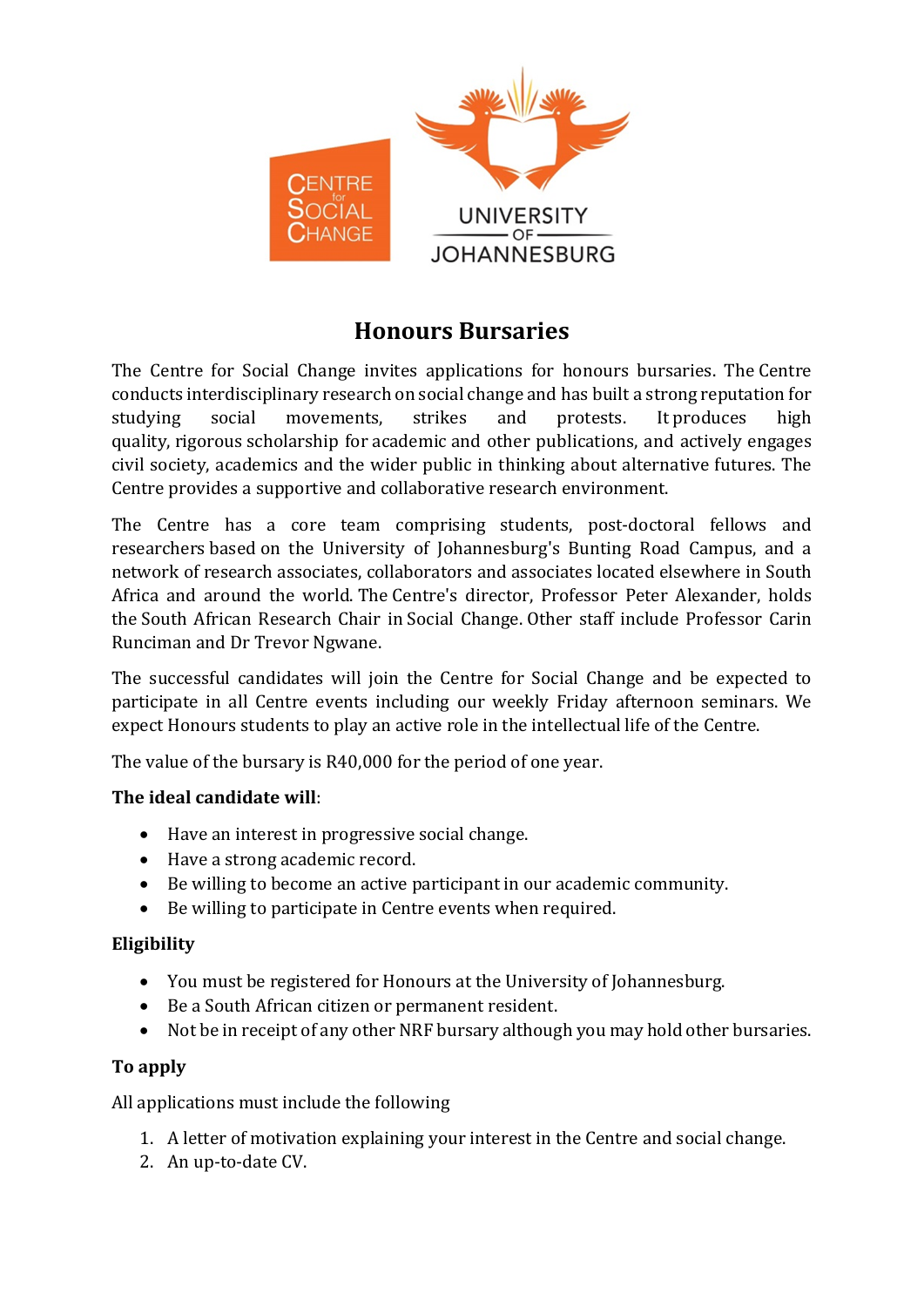# Honours Bursaries

The Centre for Social Change invites applications for honours bursaries. The Centre conducts interdisciplinary research on social change and has built a strong reputation for studying social movements, strikes and protests. It produces high quality, rigorous scholarship for academic and other publications, and actively engages civil society, academics and the wider public in thinking about alternative futures. The Centre provides a supportive and collaborative research environment.

The Centre has a core team comprising students, post-doctoral fellows and researchers based on the University of Johannesburg's Bunting Road Campus, and a network of research associates, collaborators and associates located elsewhere in South Africa and around the world. The Centre's director, Professor Peter Alexander, holds the South African Research Chair in Social Change. Other staff include Professor Carin Runciman and Dr Trevor Ngwane.

The successful candidates will join the Centre for Social Change and be expected to participate in all Centre events including our weekly Friday afternoon seminars. We expect Honours students to play an active role in the intellectual life of the Centre.

The value of the bursary is R40,000 for the period of one year.

**The ideal candidate will**:

- Have an interest in progressive social change.
- Have a strong academic record.
- Be willing to become an active participant in our academic community.
- Be willing to participate in Centre events when required.

**Eligibility**

- You must be registered for Honours at the University of Johannesburg.
- Be a South African citizen or permanent resident.
- Not be in receipt of any other NRF bursary although you may hold other bursaries.

**To apply**

All applications must include the following

1. A letter of motivation explaining your interest in the Centre and social change.
2. An up-to-date CV.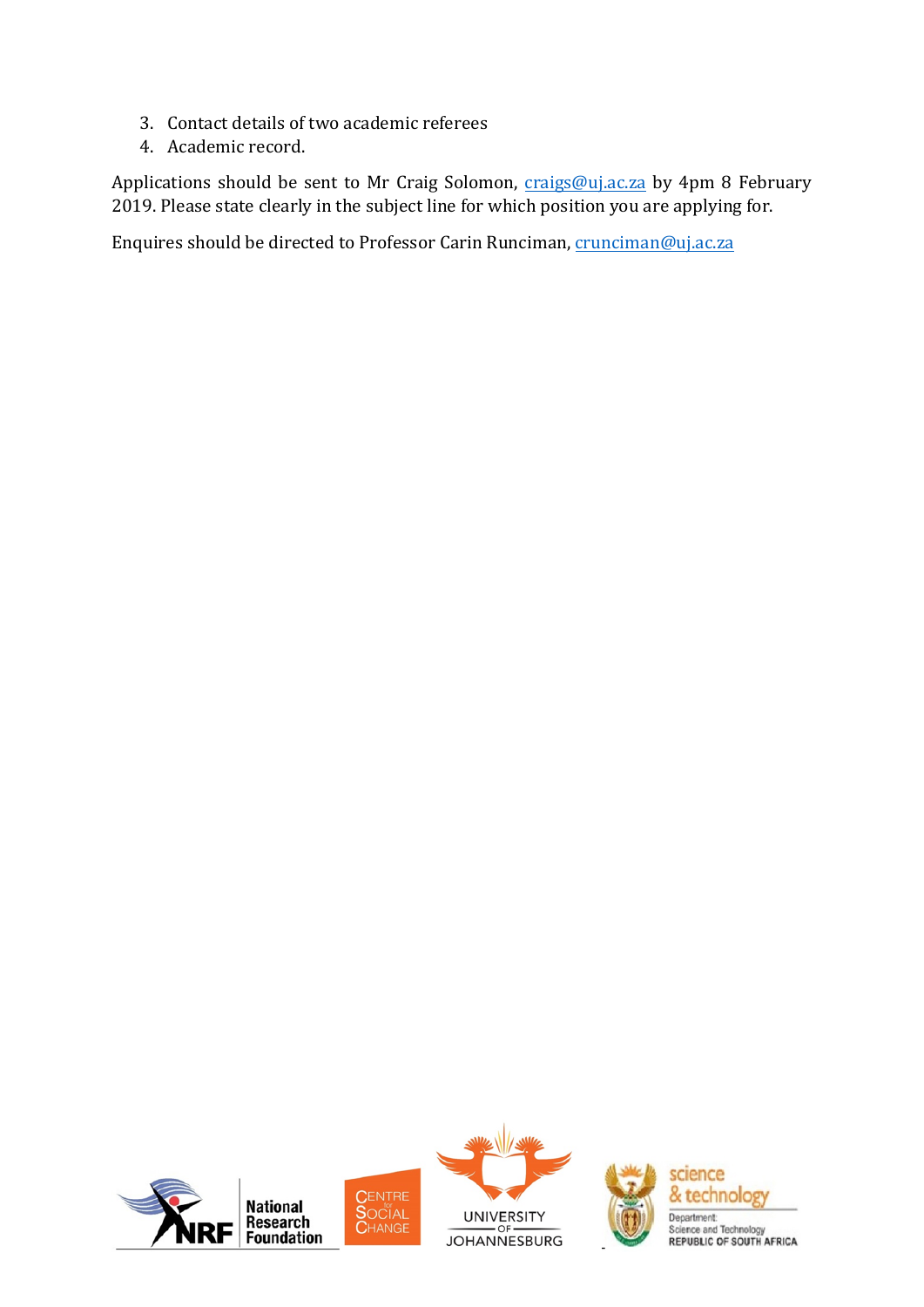3. Contact details of two academic referees
4. Academic record.

Applications should be sent to Mr Craig Solomon, craigs@uj.ac.za by 4pm 8 February 2019. Please state clearly in the subject line for which position you are applying for.

Enquires should be directed to Professor Carin Runciman, crunciman@uj.ac.za